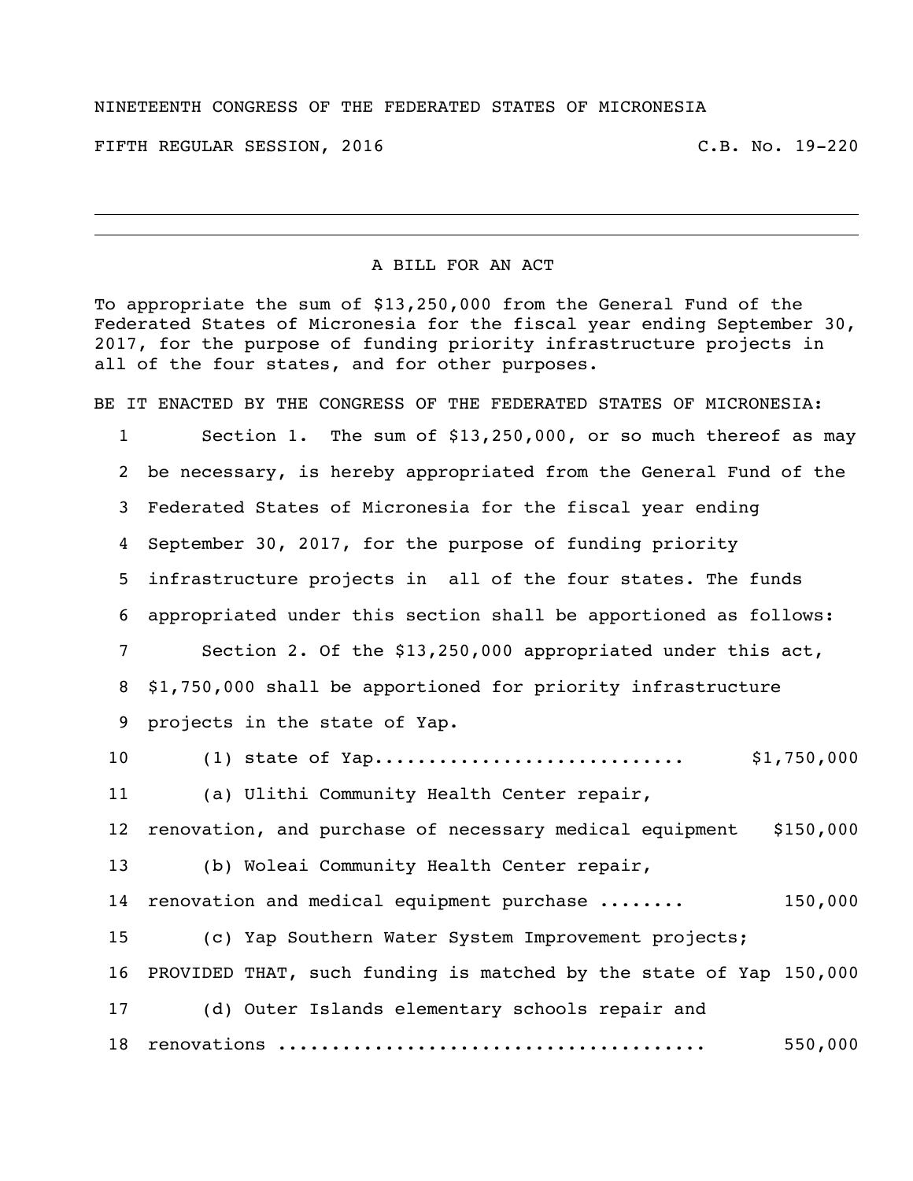NINETEENTH CONGRESS OF THE FEDERATED STATES OF MICRONESIA

FIFTH REGULAR SESSION, 2016 C.B. No. 19-220

---

A BILL FOR AN ACT

To appropriate the sum of $13,250,000 from the General Fund of the Federated States of Micronesia for the fiscal year ending September 30, 2017, for the purpose of funding priority infrastructure projects in all of the four states, and for other purposes.

BE IT ENACTED BY THE CONGRESS OF THE FEDERATED STATES OF MICRONESIA:

1 Section 1. The sum of $13,250,000, or so much thereof as may
2 be necessary, is hereby appropriated from the General Fund of the
3 Federated States of Micronesia for the fiscal year ending
4 September 30, 2017, for the purpose of funding priority
5 infrastructure projects in all of the four states. The funds
6 appropriated under this section shall be apportioned as follows:
7 Section 2. Of the $13,250,000 appropriated under this act,
8 $1,750,000 shall be apportioned for priority infrastructure
9 projects in the state of Yap.
10 (1) state of Yap............................ $1,750,000
11 (a) Ulithi Community Health Center repair,
12 renovation, and purchase of necessary medical equipment $150,000
13 (b) Woleai Community Health Center repair,
14 renovation and medical equipment purchase ........ 150,000
15 (c) Yap Southern Water System Improvement projects;
16 PROVIDED THAT, such funding is matched by the state of Yap 150,000
17 (d) Outer Islands elementary schools repair and
18 renovations ...................................... 550,000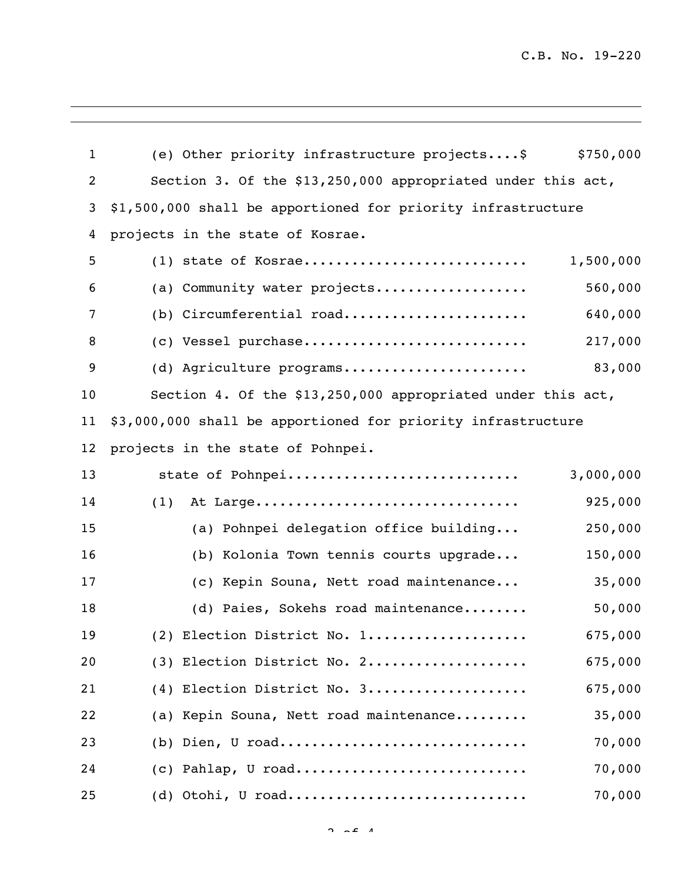(e) Other priority infrastructure projects....$ $750,000

Section 3. Of the $13,250,000 appropriated under this act, $1,500,000 shall be apportioned for priority infrastructure projects in the state of Kosrae.

| | |
|---|---:|
| (1) state of Kosrae........................... | 1,500,000 |
| (a) Community water projects.................. | 560,000 |
| (b) Circumferential road...................... | 640,000 |
| (c) Vessel purchase........................... | 217,000 |
| (d) Agriculture programs...................... | 83,000 |

Section 4. Of the $13,250,000 appropriated under this act, $3,000,000 shall be apportioned for priority infrastructure projects in the state of Pohnpei.

| | |
|---|---:|
| state of Pohnpei............................ | 3,000,000 |
| (1) At Large................................ | 925,000 |
| (a) Pohnpei delegation office building... | 250,000 |
| (b) Kolonia Town tennis courts upgrade... | 150,000 |
| (c) Kepin Souna, Nett road maintenance... | 35,000 |
| (d) Paies, Sokehs road maintenance........ | 50,000 |
| (2) Election District No. 1................... | 675,000 |
| (3) Election District No. 2................... | 675,000 |
| (4) Election District No. 3................... | 675,000 |
| (a) Kepin Souna, Nett road maintenance......... | 35,000 |
| (b) Dien, U road.............................. | 70,000 |
| (c) Pahlap, U road............................ | 70,000 |
| (d) Otohi, U road............................. | 70,000 |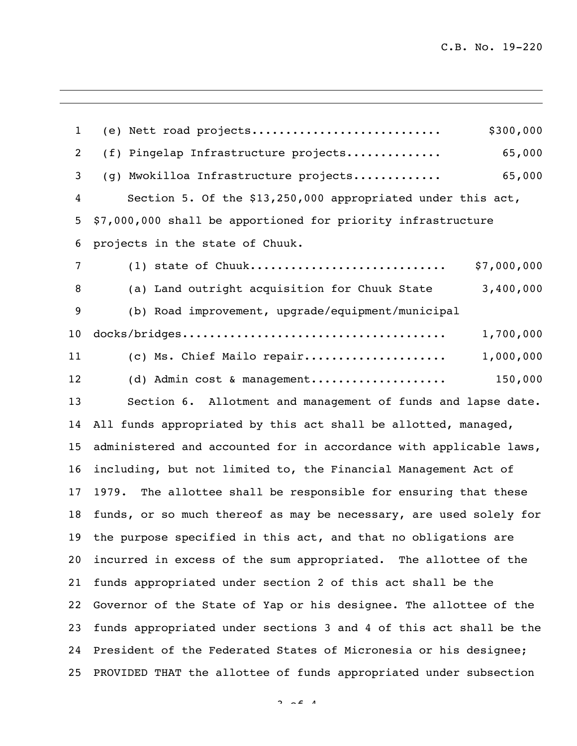(e) Nett road projects........................... $300,000

(f) Pingelap Infrastructure projects............. 65,000

(g) Mwokilloa Infrastructure projects............ 65,000

Section 5. Of the $13,250,000 appropriated under this act, $7,000,000 shall be apportioned for priority infrastructure projects in the state of Chuuk.

(1) state of Chuuk............................ $7,000,000

(a) Land outright acquisition for Chuuk State 3,400,000

(b) Road improvement, upgrade/equipment/municipal docks/bridges....................................... 1,700,000

(c) Ms. Chief Mailo repair.................... 1,000,000

(d) Admin cost & management................... 150,000

Section 6. Allotment and management of funds and lapse date. All funds appropriated by this act shall be allotted, managed, administered and accounted for in accordance with applicable laws, including, but not limited to, the Financial Management Act of 1979. The allottee shall be responsible for ensuring that these funds, or so much thereof as may be necessary, are used solely for the purpose specified in this act, and that no obligations are incurred in excess of the sum appropriated. The allottee of the funds appropriated under section 2 of this act shall be the Governor of the State of Yap or his designee. The allottee of the funds appropriated under sections 3 and 4 of this act shall be the President of the Federated States of Micronesia or his designee; PROVIDED THAT the allottee of funds appropriated under subsection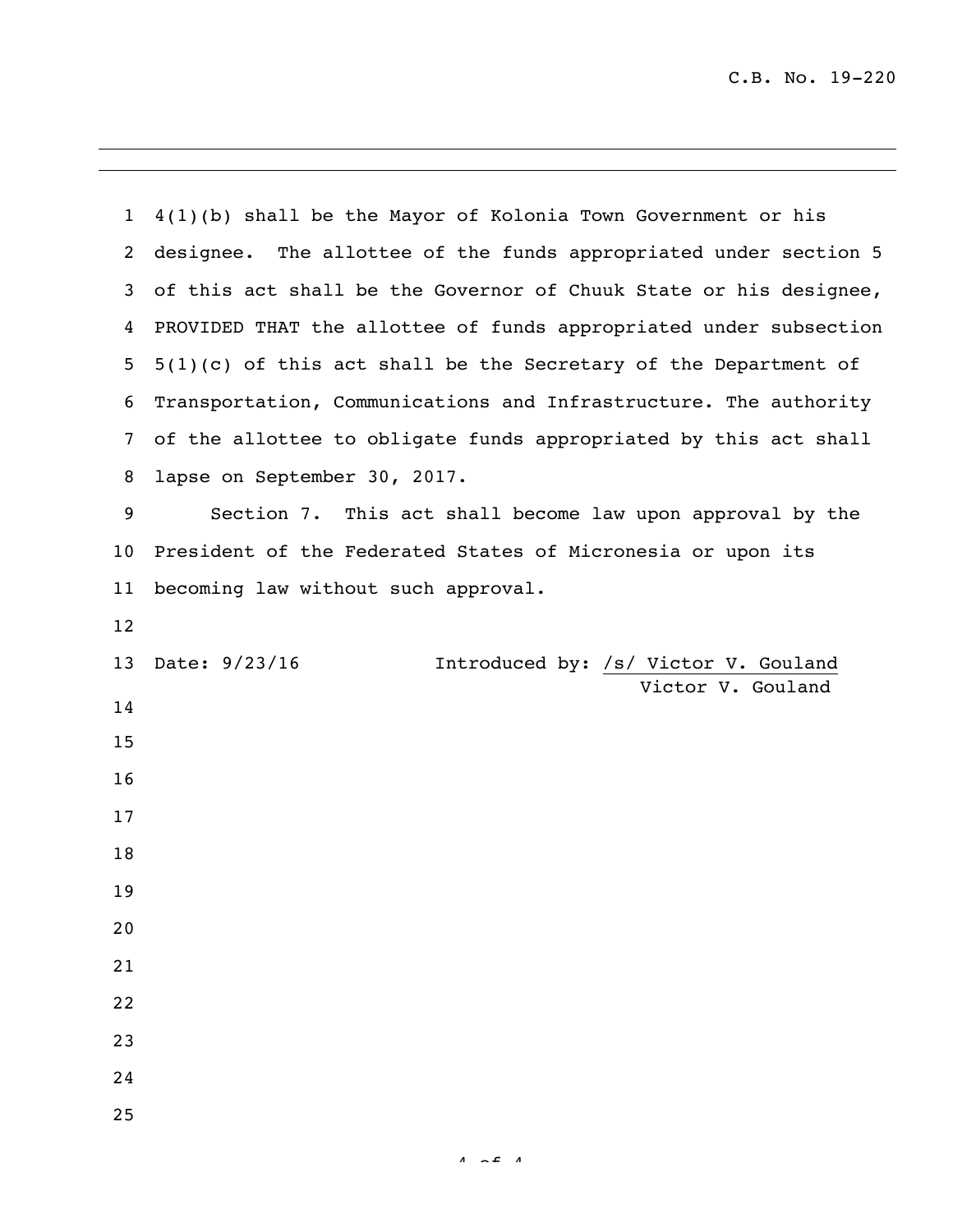4(1)(b) shall be the Mayor of Kolonia Town Government or his designee. The allottee of the funds appropriated under section 5 of this act shall be the Governor of Chuuk State or his designee, PROVIDED THAT the allottee of funds appropriated under subsection 5(1)(c) of this act shall be the Secretary of the Department of Transportation, Communications and Infrastructure. The authority of the allottee to obligate funds appropriated by this act shall lapse on September 30, 2017.

Section 7. This act shall become law upon approval by the President of the Federated States of Micronesia or upon its becoming law without such approval.

Date: 9/23/16

Introduced by: /s/ Victor V. Gouland
Victor V. Gouland